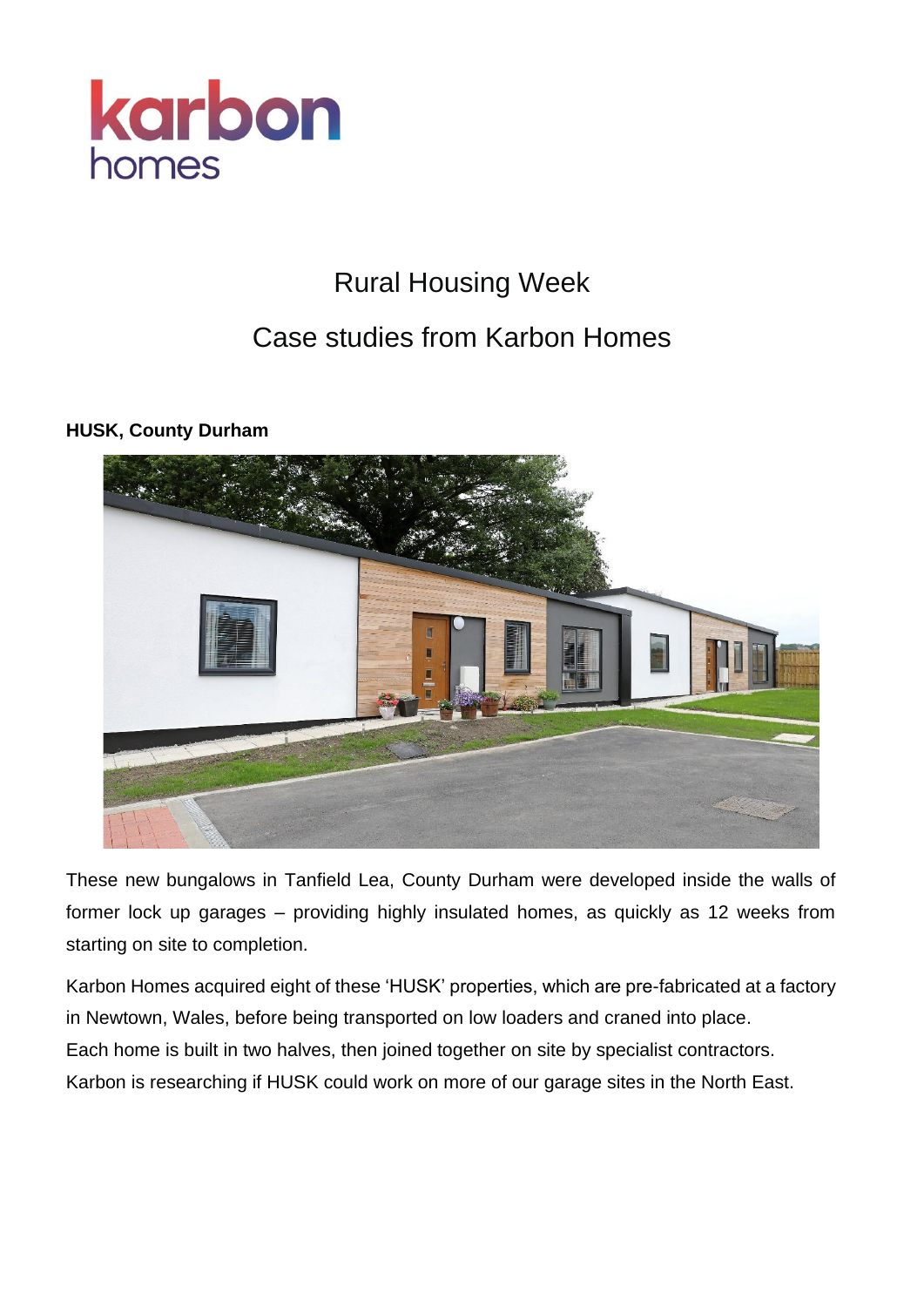karbon homes

# Rural Housing Week

## Case studies from Karbon Homes

**HUSK, County Durham**

These new bungalows in Tanfield Lea, County Durham were developed inside the walls of former lock up garages – providing highly insulated homes, as quickly as 12 weeks from starting on site to completion.

Karbon Homes acquired eight of these 'HUSK' properties, which are pre-fabricated at a factory in Newtown, Wales, before being transported on low loaders and craned into place.
Each home is built in two halves, then joined together on site by specialist contractors.
Karbon is researching if HUSK could work on more of our garage sites in the North East.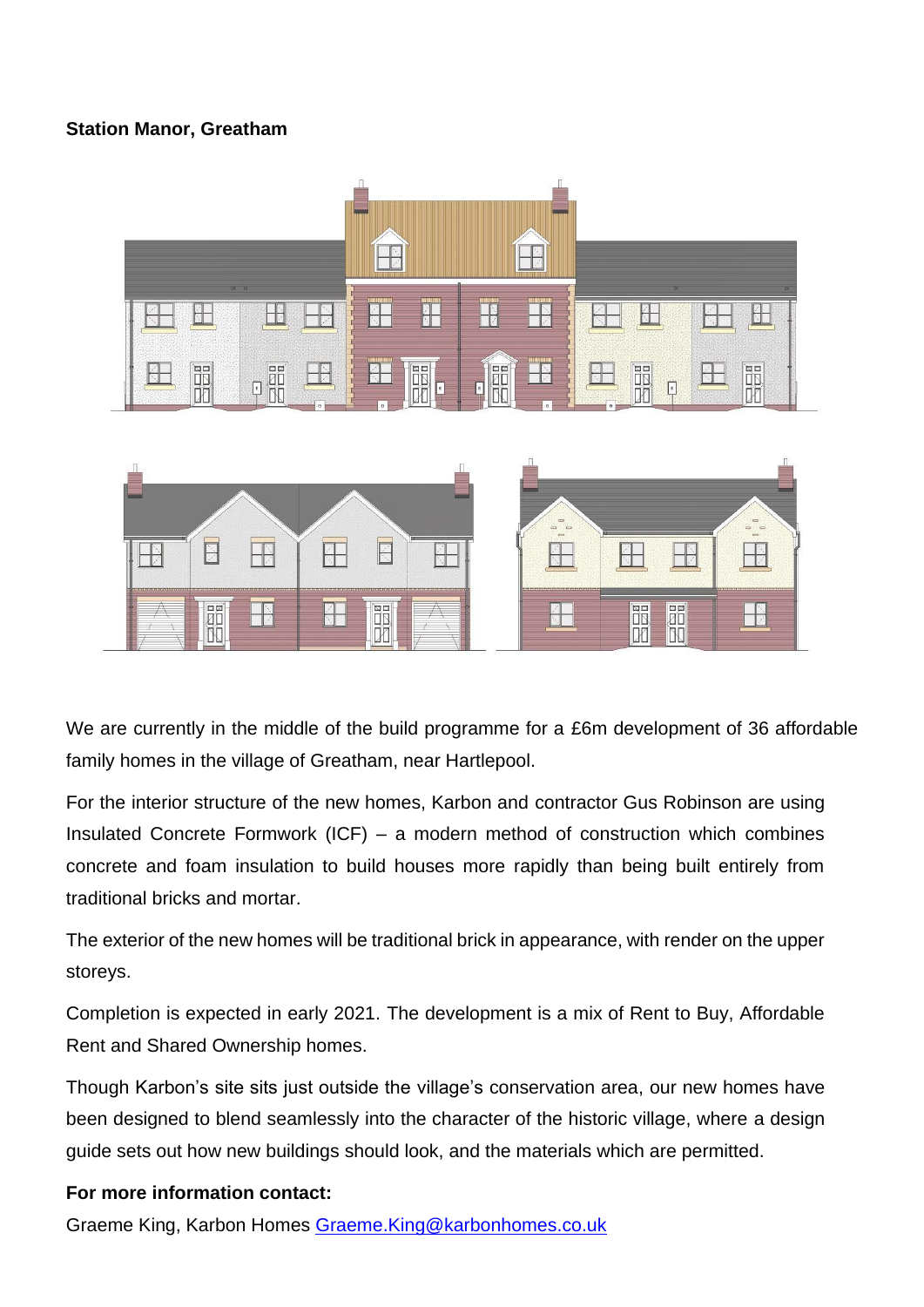**Station Manor, Greatham**

We are currently in the middle of the build programme for a £6m development of 36 affordable family homes in the village of Greatham, near Hartlepool.

For the interior structure of the new homes, Karbon and contractor Gus Robinson are using Insulated Concrete Formwork (ICF) – a modern method of construction which combines concrete and foam insulation to build houses more rapidly than being built entirely from traditional bricks and mortar.

The exterior of the new homes will be traditional brick in appearance, with render on the upper storeys.

Completion is expected in early 2021. The development is a mix of Rent to Buy, Affordable Rent and Shared Ownership homes.

Though Karbon's site sits just outside the village's conservation area, our new homes have been designed to blend seamlessly into the character of the historic village, where a design guide sets out how new buildings should look, and the materials which are permitted.

**For more information contact:**

Graeme King, Karbon Homes [Graeme.King@karbonhomes.co.uk](mailto:Graeme.King@karbonhomes.co.uk)